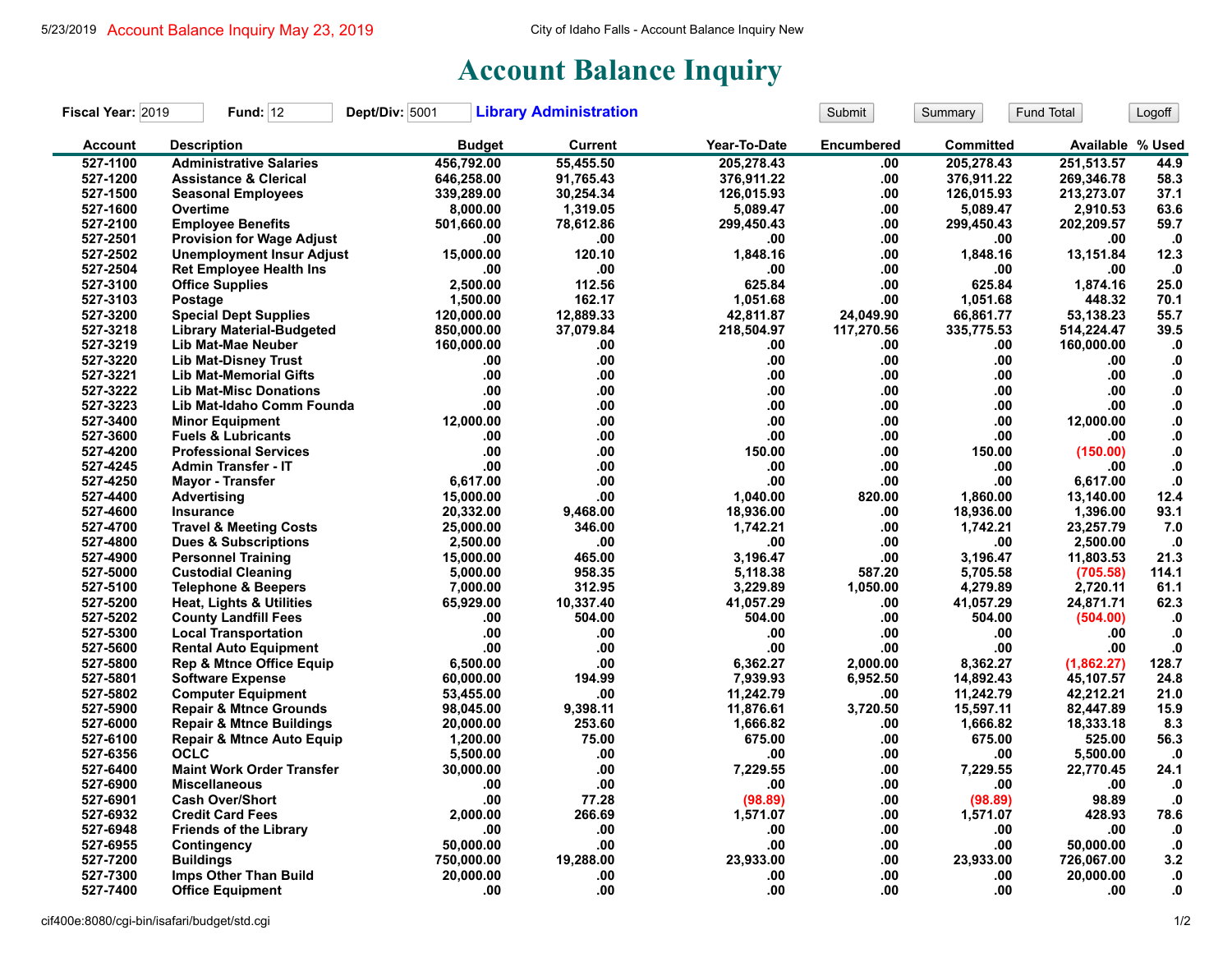5/23/2019 Account Balance Inquiry May 23, 2019

City of Idaho Falls - Account Balance Inquiry New

# Account Balance Inquiry

**Fiscal Year:** 2019 **Fund:** 12 **Dept/Div:** 5001 **Library Administration**

Submit | Summary | Fund Total | Logoff

| Account | Description | Budget | Current | Year-To-Date | Encumbered | Committed | Available | % Used |
|---|---|---|---|---|---|---|---|---|
| 527-1100 | Administrative Salaries | 456,792.00 | 55,455.50 | 205,278.43 | .00 | 205,278.43 | 251,513.57 | 44.9 |
| 527-1200 | Assistance & Clerical | 646,258.00 | 91,765.43 | 376,911.22 | .00 | 376,911.22 | 269,346.78 | 58.3 |
| 527-1500 | Seasonal Employees | 339,289.00 | 30,254.34 | 126,015.93 | .00 | 126,015.93 | 213,273.07 | 37.1 |
| 527-1600 | Overtime | 8,000.00 | 1,319.05 | 5,089.47 | .00 | 5,089.47 | 2,910.53 | 63.6 |
| 527-2100 | Employee Benefits | 501,660.00 | 78,612.86 | 299,450.43 | .00 | 299,450.43 | 202,209.57 | 59.7 |
| 527-2501 | Provision for Wage Adjust | .00 | .00 | .00 | .00 | .00 | .00 | .0 |
| 527-2502 | Unemployment Insur Adjust | 15,000.00 | 120.10 | 1,848.16 | .00 | 1,848.16 | 13,151.84 | 12.3 |
| 527-2504 | Ret Employee Health Ins | .00 | .00 | .00 | .00 | .00 | .00 | .0 |
| 527-3100 | Office Supplies | 2,500.00 | 112.56 | 625.84 | .00 | 625.84 | 1,874.16 | 25.0 |
| 527-3103 | Postage | 1,500.00 | 162.17 | 1,051.68 | .00 | 1,051.68 | 448.32 | 70.1 |
| 527-3200 | Special Dept Supplies | 120,000.00 | 12,889.33 | 42,811.87 | 24,049.90 | 66,861.77 | 53,138.23 | 55.7 |
| 527-3218 | Library Material-Budgeted | 850,000.00 | 37,079.84 | 218,504.97 | 117,270.56 | 335,775.53 | 514,224.47 | 39.5 |
| 527-3219 | Lib Mat-Mae Neuber | 160,000.00 | .00 | .00 | .00 | .00 | 160,000.00 | .0 |
| 527-3220 | Lib Mat-Disney Trust | .00 | .00 | .00 | .00 | .00 | .00 | .0 |
| 527-3221 | Lib Mat-Memorial Gifts | .00 | .00 | .00 | .00 | .00 | .00 | .0 |
| 527-3222 | Lib Mat-Misc Donations | .00 | .00 | .00 | .00 | .00 | .00 | .0 |
| 527-3223 | Lib Mat-Idaho Comm Founda | .00 | .00 | .00 | .00 | .00 | .00 | .0 |
| 527-3400 | Minor Equipment | 12,000.00 | .00 | .00 | .00 | .00 | 12,000.00 | .0 |
| 527-3600 | Fuels & Lubricants | .00 | .00 | .00 | .00 | .00 | .00 | .0 |
| 527-4200 | Professional Services | .00 | .00 | 150.00 | .00 | 150.00 | (150.00) | .0 |
| 527-4245 | Admin Transfer - IT | .00 | .00 | .00 | .00 | .00 | .00 | .0 |
| 527-4250 | Mayor - Transfer | 6,617.00 | .00 | .00 | .00 | .00 | 6,617.00 | .0 |
| 527-4400 | Advertising | 15,000.00 | .00 | 1,040.00 | 820.00 | 1,860.00 | 13,140.00 | 12.4 |
| 527-4600 | Insurance | 20,332.00 | 9,468.00 | 18,936.00 | .00 | 18,936.00 | 1,396.00 | 93.1 |
| 527-4700 | Travel & Meeting Costs | 25,000.00 | 346.00 | 1,742.21 | .00 | 1,742.21 | 23,257.79 | 7.0 |
| 527-4800 | Dues & Subscriptions | 2,500.00 | .00 | .00 | .00 | .00 | 2,500.00 | .0 |
| 527-4900 | Personnel Training | 15,000.00 | 465.00 | 3,196.47 | .00 | 3,196.47 | 11,803.53 | 21.3 |
| 527-5000 | Custodial Cleaning | 5,000.00 | 958.35 | 5,118.38 | 587.20 | 5,705.58 | (705.58) | 114.1 |
| 527-5100 | Telephone & Beepers | 7,000.00 | 312.95 | 3,229.89 | 1,050.00 | 4,279.89 | 2,720.11 | 61.1 |
| 527-5200 | Heat, Lights & Utilities | 65,929.00 | 10,337.40 | 41,057.29 | .00 | 41,057.29 | 24,871.71 | 62.3 |
| 527-5202 | County Landfill Fees | .00 | 504.00 | 504.00 | .00 | 504.00 | (504.00) | .0 |
| 527-5300 | Local Transportation | .00 | .00 | .00 | .00 | .00 | .00 | .0 |
| 527-5600 | Rental Auto Equipment | .00 | .00 | .00 | .00 | .00 | .00 | .0 |
| 527-5800 | Rep & Mtnce Office Equip | 6,500.00 | .00 | 6,362.27 | 2,000.00 | 8,362.27 | (1,862.27) | 128.7 |
| 527-5801 | Software Expense | 60,000.00 | 194.99 | 7,939.93 | 6,952.50 | 14,892.43 | 45,107.57 | 24.8 |
| 527-5802 | Computer Equipment | 53,455.00 | .00 | 11,242.79 | .00 | 11,242.79 | 42,212.21 | 21.0 |
| 527-5900 | Repair & Mtnce Grounds | 98,045.00 | 9,398.11 | 11,876.61 | 3,720.50 | 15,597.11 | 82,447.89 | 15.9 |
| 527-6000 | Repair & Mtnce Buildings | 20,000.00 | 253.60 | 1,666.82 | .00 | 1,666.82 | 18,333.18 | 8.3 |
| 527-6100 | Repair & Mtnce Auto Equip | 1,200.00 | 75.00 | 675.00 | .00 | 675.00 | 525.00 | 56.3 |
| 527-6356 | OCLC | 5,500.00 | .00 | .00 | .00 | .00 | 5,500.00 | .0 |
| 527-6400 | Maint Work Order Transfer | 30,000.00 | .00 | 7,229.55 | .00 | 7,229.55 | 22,770.45 | 24.1 |
| 527-6900 | Miscellaneous | .00 | .00 | .00 | .00 | .00 | .00 | .0 |
| 527-6901 | Cash Over/Short | .00 | 77.28 | (98.89) | .00 | (98.89) | 98.89 | .0 |
| 527-6932 | Credit Card Fees | 2,000.00 | 266.69 | 1,571.07 | .00 | 1,571.07 | 428.93 | 78.6 |
| 527-6948 | Friends of the Library | .00 | .00 | .00 | .00 | .00 | .00 | .0 |
| 527-6955 | Contingency | 50,000.00 | .00 | .00 | .00 | .00 | 50,000.00 | .0 |
| 527-7200 | Buildings | 750,000.00 | 19,288.00 | 23,933.00 | .00 | 23,933.00 | 726,067.00 | 3.2 |
| 527-7300 | Imps Other Than Build | 20,000.00 | .00 | .00 | .00 | .00 | 20,000.00 | .0 |
| 527-7400 | Office Equipment | .00 | .00 | .00 | .00 | .00 | .00 | .0 |

cif400e:8080/cgi-bin/isafari/budget/std.cgi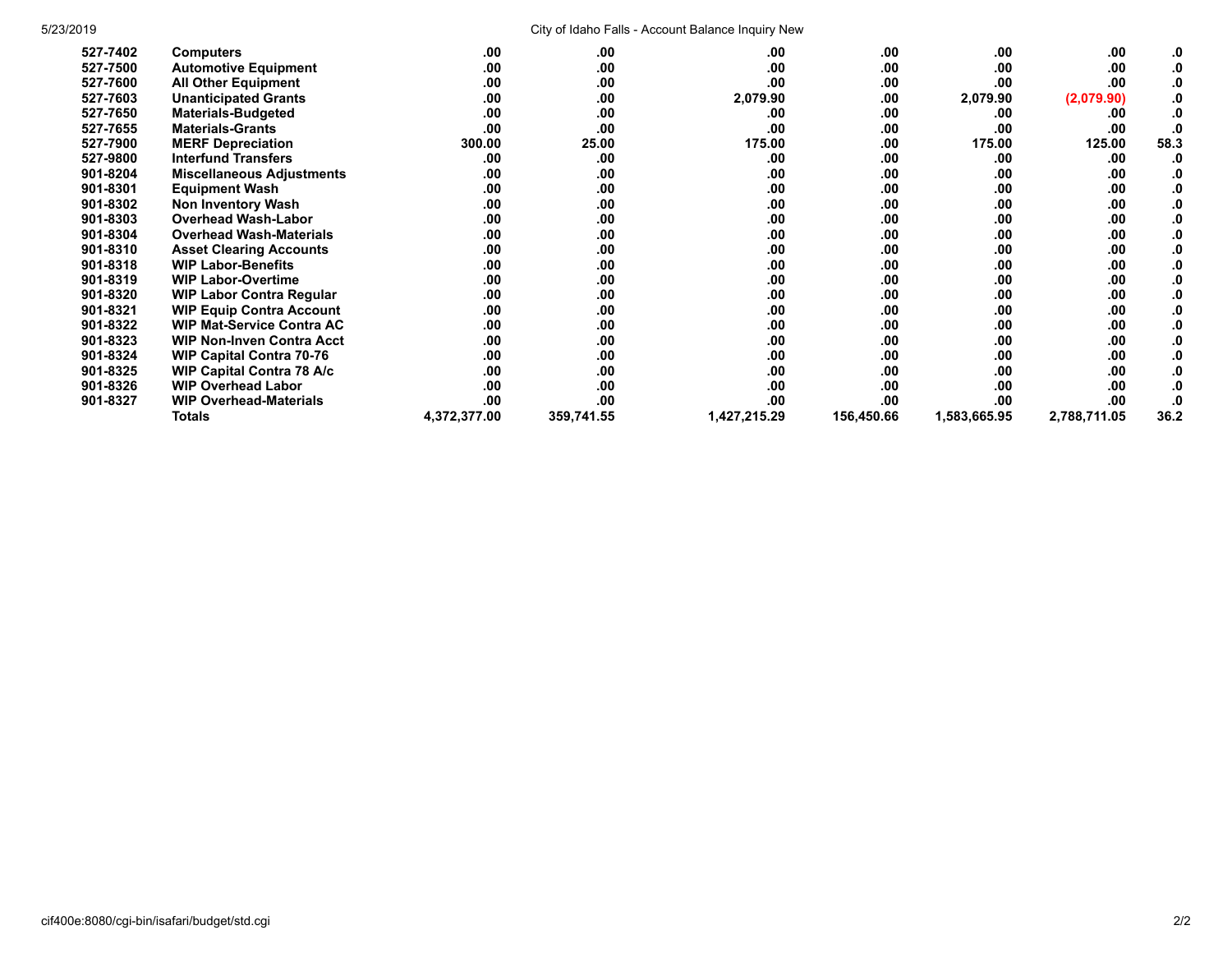| | | | | | | | | |
|---|---|---|---|---|---|---|---|---|
| 527-7402 | Computers | .00 | .00 | .00 | .00 | .00 | .00 | .0 |
| 527-7500 | Automotive Equipment | .00 | .00 | .00 | .00 | .00 | .00 | .0 |
| 527-7600 | All Other Equipment | .00 | .00 | .00 | .00 | .00 | .00 | .0 |
| 527-7603 | Unanticipated Grants | .00 | .00 | 2,079.90 | .00 | 2,079.90 | (2,079.90) | .0 |
| 527-7650 | Materials-Budgeted | .00 | .00 | .00 | .00 | .00 | .00 | .0 |
| 527-7655 | Materials-Grants | .00 | .00 | .00 | .00 | .00 | .00 | .0 |
| 527-7900 | MERF Depreciation | 300.00 | 25.00 | 175.00 | .00 | 175.00 | 125.00 | 58.3 |
| 527-9800 | Interfund Transfers | .00 | .00 | .00 | .00 | .00 | .00 | .0 |
| 901-8204 | Miscellaneous Adjustments | .00 | .00 | .00 | .00 | .00 | .00 | .0 |
| 901-8301 | Equipment Wash | .00 | .00 | .00 | .00 | .00 | .00 | .0 |
| 901-8302 | Non Inventory Wash | .00 | .00 | .00 | .00 | .00 | .00 | .0 |
| 901-8303 | Overhead Wash-Labor | .00 | .00 | .00 | .00 | .00 | .00 | .0 |
| 901-8304 | Overhead Wash-Materials | .00 | .00 | .00 | .00 | .00 | .00 | .0 |
| 901-8310 | Asset Clearing Accounts | .00 | .00 | .00 | .00 | .00 | .00 | .0 |
| 901-8318 | WIP Labor-Benefits | .00 | .00 | .00 | .00 | .00 | .00 | .0 |
| 901-8319 | WIP Labor-Overtime | .00 | .00 | .00 | .00 | .00 | .00 | .0 |
| 901-8320 | WIP Labor Contra Regular | .00 | .00 | .00 | .00 | .00 | .00 | .0 |
| 901-8321 | WIP Equip Contra Account | .00 | .00 | .00 | .00 | .00 | .00 | .0 |
| 901-8322 | WIP Mat-Service Contra AC | .00 | .00 | .00 | .00 | .00 | .00 | .0 |
| 901-8323 | WIP Non-Inven Contra Acct | .00 | .00 | .00 | .00 | .00 | .00 | .0 |
| 901-8324 | WIP Capital Contra 70-76 | .00 | .00 | .00 | .00 | .00 | .00 | .0 |
| 901-8325 | WIP Capital Contra 78 A/c | .00 | .00 | .00 | .00 | .00 | .00 | .0 |
| 901-8326 | WIP Overhead Labor | .00 | .00 | .00 | .00 | .00 | .00 | .0 |
| 901-8327 | WIP Overhead-Materials | .00 | .00 | .00 | .00 | .00 | .00 | .0 |
| | Totals | 4,372,377.00 | 359,741.55 | 1,427,215.29 | 156,450.66 | 1,583,665.95 | 2,788,711.05 | 36.2 |